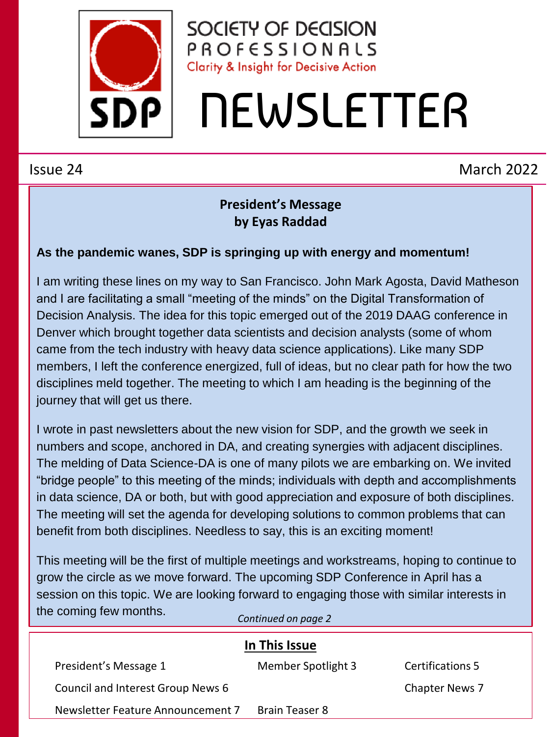# SOCIETY OF DECISION PROFESSIONALS

Clarity & Insight for Decisive Action

# NEWSLETTER

Issue 24 March 2022

## President's Message
### by Eyas Raddad

**As the pandemic wanes, SDP is springing up with energy and momentum!**

I am writing these lines on my way to San Francisco. John Mark Agosta, David Matheson and I are facilitating a small "meeting of the minds" on the Digital Transformation of Decision Analysis. The idea for this topic emerged out of the 2019 DAAG conference in Denver which brought together data scientists and decision analysts (some of whom came from the tech industry with heavy data science applications). Like many SDP members, I left the conference energized, full of ideas, but no clear path for how the two disciplines meld together. The meeting to which I am heading is the beginning of the journey that will get us there.

I wrote in past newsletters about the new vision for SDP, and the growth we seek in numbers and scope, anchored in DA, and creating synergies with adjacent disciplines. The melding of Data Science-DA is one of many pilots we are embarking on. We invited "bridge people" to this meeting of the minds; individuals with depth and accomplishments in data science, DA or both, but with good appreciation and exposure of both disciplines. The meeting will set the agenda for developing solutions to common problems that can benefit from both disciplines. Needless to say, this is an exciting moment!

This meeting will be the first of multiple meetings and workstreams, hoping to continue to grow the circle as we move forward. The upcoming SDP Conference in April has a session on this topic. We are looking forward to engaging those with similar interests in the coming few months.

*Continued on page 2*

## In This Issue

- President's Message 1
- Member Spotlight 3
- Certifications 5
- Council and Interest Group News 6
- Chapter News 7
- Newsletter Feature Announcement 7
- Brain Teaser 8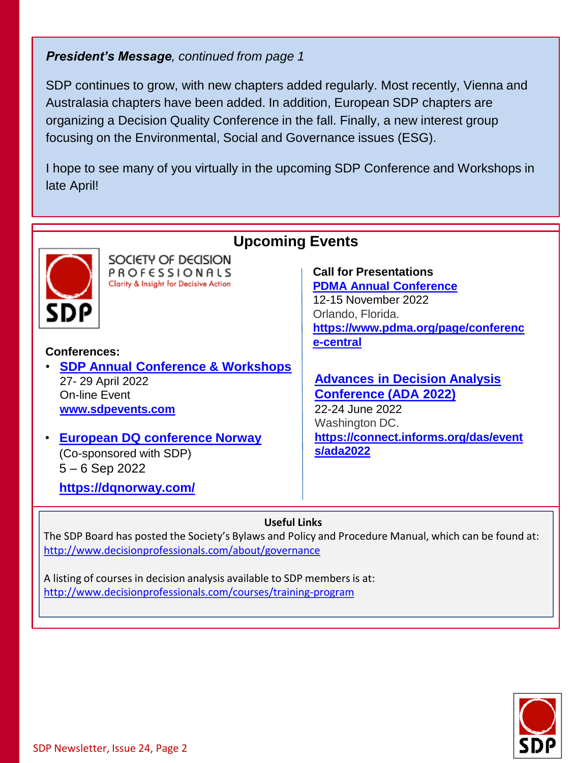***President's Message**, continued from page 1*

SDP continues to grow, with new chapters added regularly. Most recently, Vienna and Australasia chapters have been added. In addition, European SDP chapters are organizing a Decision Quality Conference in the fall. Finally, a new interest group focusing on the Environmental, Social and Governance issues (ESG).

I hope to see many of you virtually in the upcoming SDP Conference and Workshops in late April!

## Upcoming Events

SOCIETY OF DECISION PROFESSIONALS
Clarity & Insight for Decisive Action

**Conferences:**

- **SDP Annual Conference & Workshops**
  27- 29 April 2022
  On-line Event
  **www.sdpevents.com**

- **European DQ conference Norway**
  (Co-sponsored with SDP)
  5 – 6 Sep 2022
  **https://dqnorway.com/**

**Call for Presentations**

**PDMA Annual Conference**
12-15 November 2022
Orlando, Florida.
**https://www.pdma.org/page/conference-central**

**Advances in Decision Analysis Conference (ADA 2022)**
22-24 June 2022
Washington DC.
**https://connect.informs.org/das/events/ada2022**

**Useful Links**

The SDP Board has posted the Society's Bylaws and Policy and Procedure Manual, which can be found at:
http://www.decisionprofessionals.com/about/governance

A listing of courses in decision analysis available to SDP members is at:
http://www.decisionprofessionals.com/courses/training-program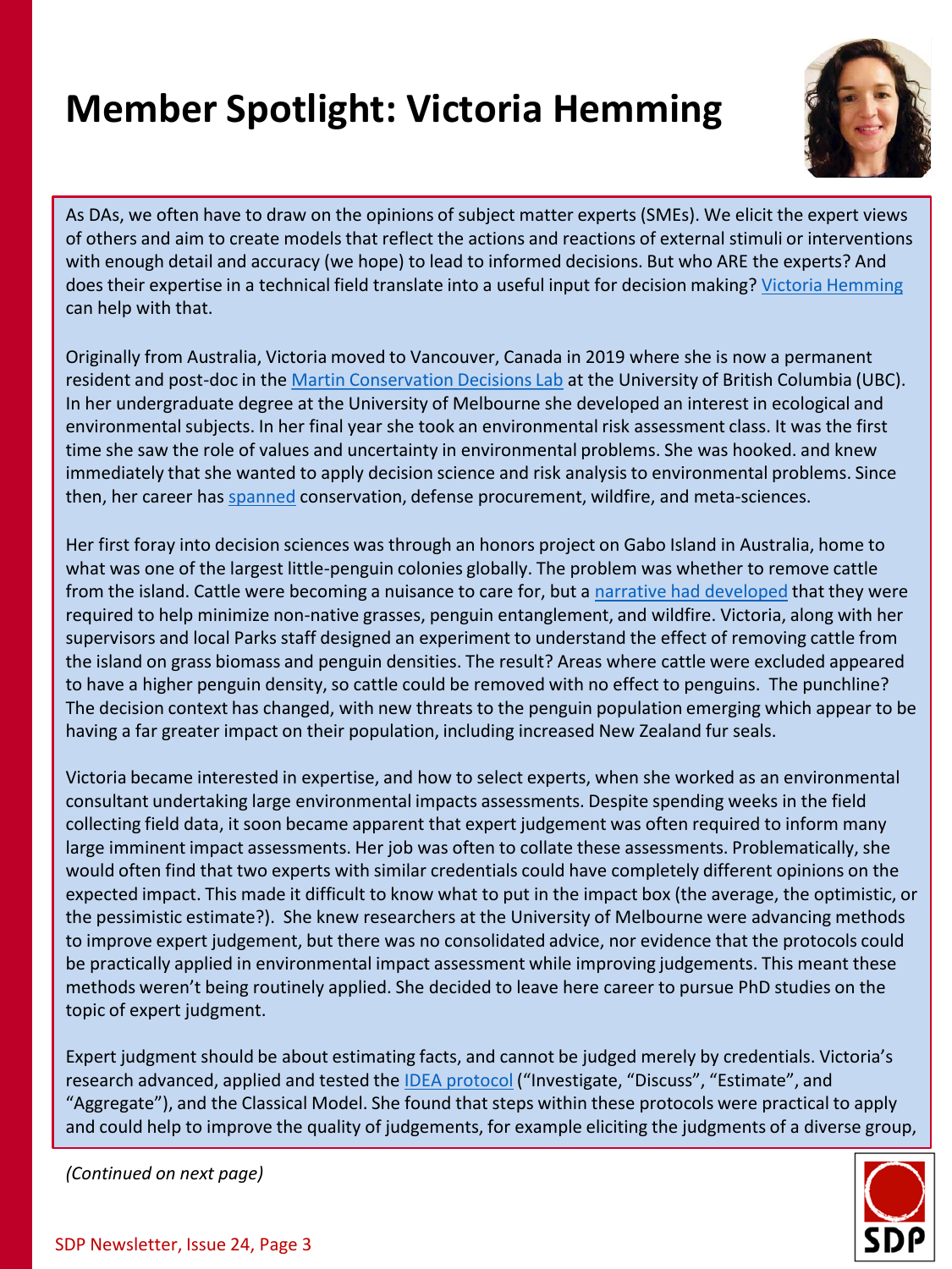# Member Spotlight: Victoria Hemming

As DAs, we often have to draw on the opinions of subject matter experts (SMEs). We elicit the expert views of others and aim to create models that reflect the actions and reactions of external stimuli or interventions with enough detail and accuracy (we hope) to lead to informed decisions. But who ARE the experts? And does their expertise in a technical field translate into a useful input for decision making? Victoria Hemming can help with that.

Originally from Australia, Victoria moved to Vancouver, Canada in 2019 where she is now a permanent resident and post-doc in the Martin Conservation Decisions Lab at the University of British Columbia (UBC). In her undergraduate degree at the University of Melbourne she developed an interest in ecological and environmental subjects. In her final year she took an environmental risk assessment class. It was the first time she saw the role of values and uncertainty in environmental problems. She was hooked. and knew immediately that she wanted to apply decision science and risk analysis to environmental problems. Since then, her career has spanned conservation, defense procurement, wildfire, and meta-sciences.

Her first foray into decision sciences was through an honors project on Gabo Island in Australia, home to what was one of the largest little-penguin colonies globally. The problem was whether to remove cattle from the island. Cattle were becoming a nuisance to care for, but a narrative had developed that they were required to help minimize non-native grasses, penguin entanglement, and wildfire. Victoria, along with her supervisors and local Parks staff designed an experiment to understand the effect of removing cattle from the island on grass biomass and penguin densities. The result? Areas where cattle were excluded appeared to have a higher penguin density, so cattle could be removed with no effect to penguins. The punchline? The decision context has changed, with new threats to the penguin population emerging which appear to be having a far greater impact on their population, including increased New Zealand fur seals.

Victoria became interested in expertise, and how to select experts, when she worked as an environmental consultant undertaking large environmental impacts assessments. Despite spending weeks in the field collecting field data, it soon became apparent that expert judgement was often required to inform many large imminent impact assessments. Her job was often to collate these assessments. Problematically, she would often find that two experts with similar credentials could have completely different opinions on the expected impact. This made it difficult to know what to put in the impact box (the average, the optimistic, or the pessimistic estimate?). She knew researchers at the University of Melbourne were advancing methods to improve expert judgement, but there was no consolidated advice, nor evidence that the protocols could be practically applied in environmental impact assessment while improving judgements. This meant these methods weren't being routinely applied. She decided to leave here career to pursue PhD studies on the topic of expert judgment.

Expert judgment should be about estimating facts, and cannot be judged merely by credentials. Victoria's research advanced, applied and tested the IDEA protocol ("Investigate, "Discuss", "Estimate", and "Aggregate"), and the Classical Model. She found that steps within these protocols were practical to apply and could help to improve the quality of judgements, for example eliciting the judgments of a diverse group,

*(Continued on next page)*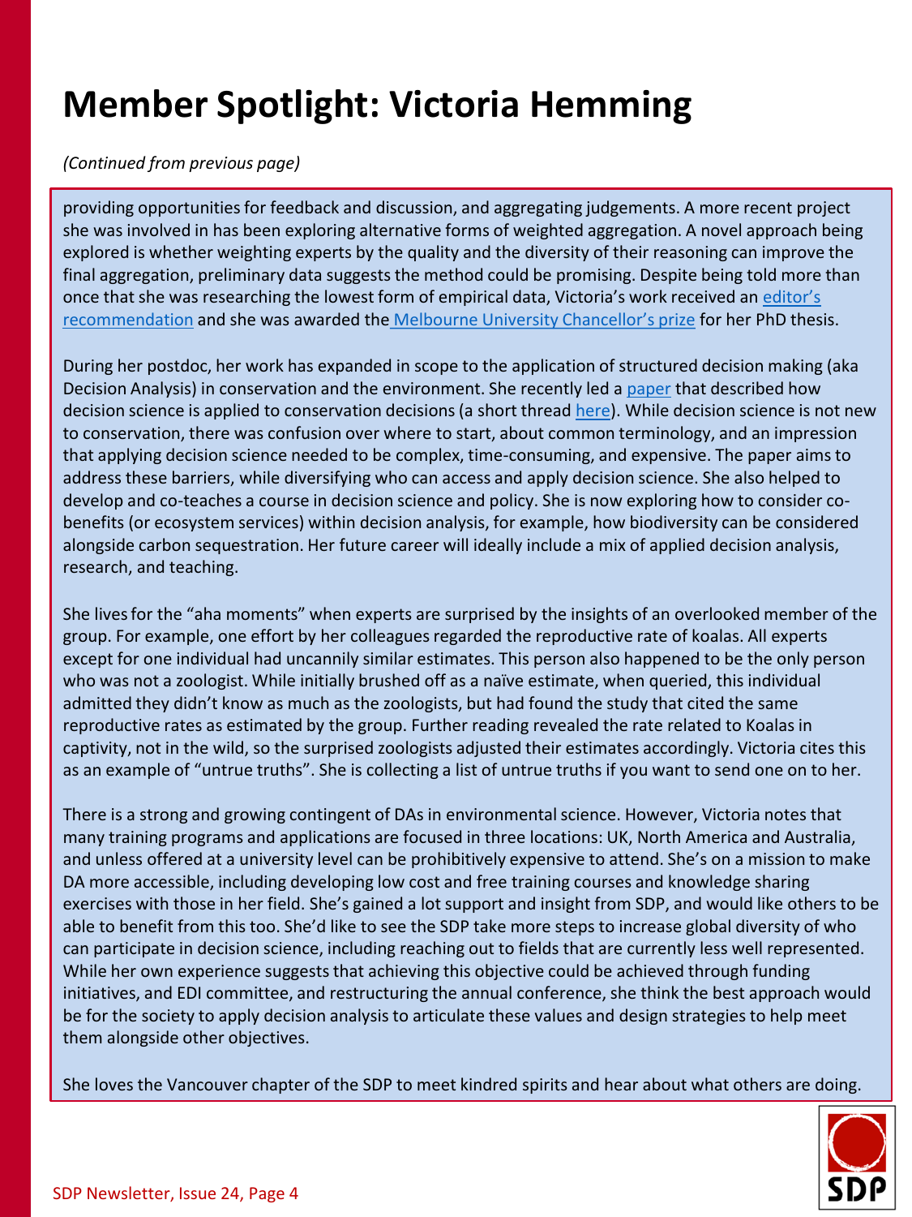# Member Spotlight: Victoria Hemming

*(Continued from previous page)*

providing opportunities for feedback and discussion, and aggregating judgements. A more recent project she was involved in has been exploring alternative forms of weighted aggregation. A novel approach being explored is whether weighting experts by the quality and the diversity of their reasoning can improve the final aggregation, preliminary data suggests the method could be promising. Despite being told more than once that she was researching the lowest form of empirical data, Victoria's work received an editor's recommendation and she was awarded the Melbourne University Chancellor's prize for her PhD thesis.

During her postdoc, her work has expanded in scope to the application of structured decision making (aka Decision Analysis) in conservation and the environment. She recently led a paper that described how decision science is applied to conservation decisions (a short thread here). While decision science is not new to conservation, there was confusion over where to start, about common terminology, and an impression that applying decision science needed to be complex, time-consuming, and expensive. The paper aims to address these barriers, while diversifying who can access and apply decision science. She also helped to develop and co-teaches a course in decision science and policy. She is now exploring how to consider co-benefits (or ecosystem services) within decision analysis, for example, how biodiversity can be considered alongside carbon sequestration. Her future career will ideally include a mix of applied decision analysis, research, and teaching.

She lives for the "aha moments" when experts are surprised by the insights of an overlooked member of the group. For example, one effort by her colleagues regarded the reproductive rate of koalas. All experts except for one individual had uncannily similar estimates. This person also happened to be the only person who was not a zoologist. While initially brushed off as a naïve estimate, when queried, this individual admitted they didn't know as much as the zoologists, but had found the study that cited the same reproductive rates as estimated by the group. Further reading revealed the rate related to Koalas in captivity, not in the wild, so the surprised zoologists adjusted their estimates accordingly. Victoria cites this as an example of "untrue truths". She is collecting a list of untrue truths if you want to send one on to her.

There is a strong and growing contingent of DAs in environmental science. However, Victoria notes that many training programs and applications are focused in three locations: UK, North America and Australia, and unless offered at a university level can be prohibitively expensive to attend. She's on a mission to make DA more accessible, including developing low cost and free training courses and knowledge sharing exercises with those in her field. She's gained a lot support and insight from SDP, and would like others to be able to benefit from this too. She'd like to see the SDP take more steps to increase global diversity of who can participate in decision science, including reaching out to fields that are currently less well represented. While her own experience suggests that achieving this objective could be achieved through funding initiatives, and EDI committee, and restructuring the annual conference, she think the best approach would be for the society to apply decision analysis to articulate these values and design strategies to help meet them alongside other objectives.

She loves the Vancouver chapter of the SDP to meet kindred spirits and hear about what others are doing.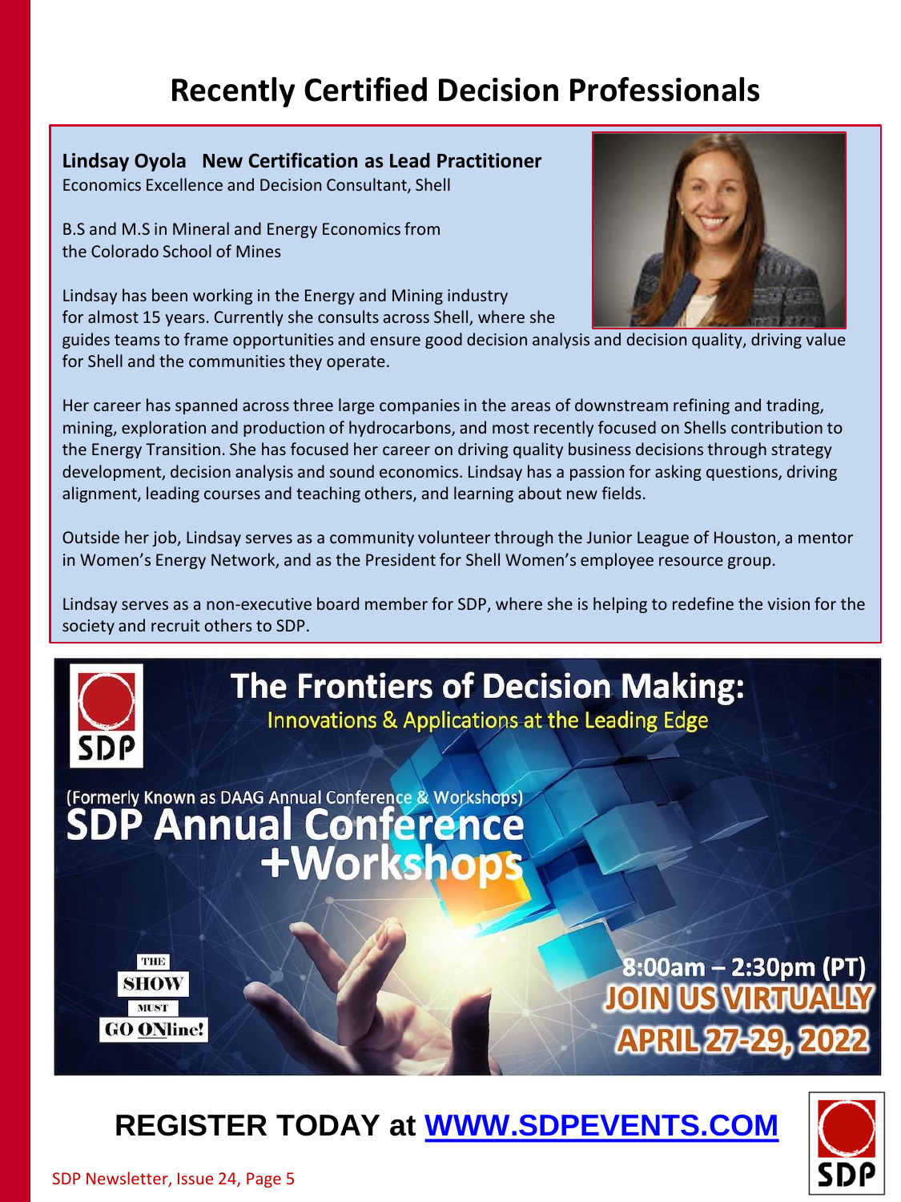# Recently Certified Decision Professionals

**Lindsay Oyola   New Certification as Lead Practitioner**
Economics Excellence and Decision Consultant, Shell

B.S and M.S in Mineral and Energy Economics from the Colorado School of Mines

Lindsay has been working in the Energy and Mining industry for almost 15 years. Currently she consults across Shell, where she guides teams to frame opportunities and ensure good decision analysis and decision quality, driving value for Shell and the communities they operate.

Her career has spanned across three large companies in the areas of downstream refining and trading, mining, exploration and production of hydrocarbons, and most recently focused on Shells contribution to the Energy Transition. She has focused her career on driving quality business decisions through strategy development, decision analysis and sound economics. Lindsay has a passion for asking questions, driving alignment, leading courses and teaching others, and learning about new fields.

Outside her job, Lindsay serves as a community volunteer through the Junior League of Houston, a mentor in Women's Energy Network, and as the President for Shell Women's employee resource group.

Lindsay serves as a non-executive board member for SDP, where she is helping to redefine the vision for the society and recruit others to SDP.

## The Frontiers of Decision Making:

Innovations & Applications at the Leading Edge

(Formerly Known as DAAG Annual Conference & Workshops)

**SDP Annual Conference +Workshops**

THE SHOW MUST GO ONline!

8:00am – 2:30pm (PT)

JOIN US VIRTUALLY

APRIL 27-29, 2022

**REGISTER TODAY at [WWW.SDPEVENTS.COM](http://WWW.SDPEVENTS.COM)**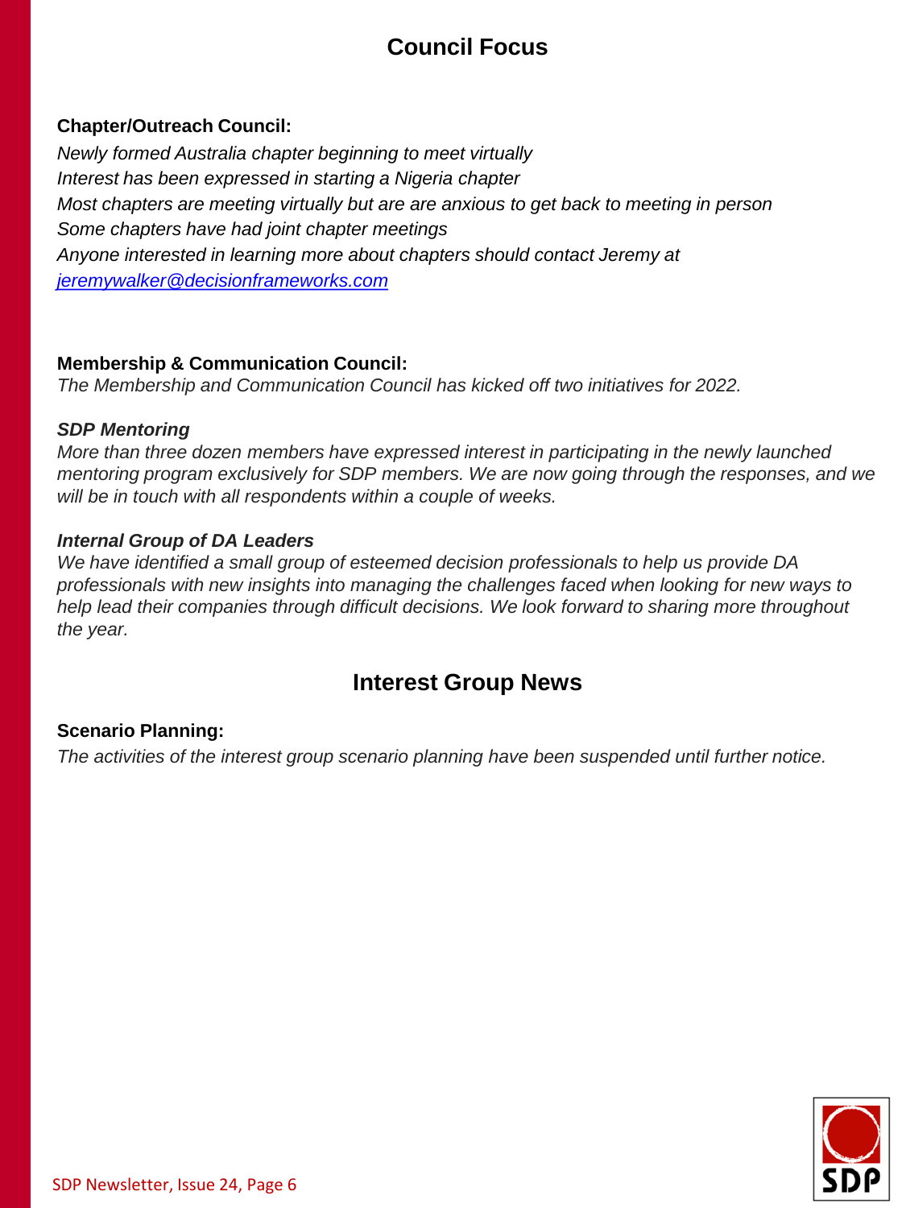# Council Focus

**Chapter/Outreach Council:**

*Newly formed Australia chapter beginning to meet virtually*
*Interest has been expressed in starting a Nigeria chapter*
*Most chapters are meeting virtually but are are anxious to get back to meeting in person*
*Some chapters have had joint chapter meetings*
*Anyone interested in learning more about chapters should contact Jeremy at [jeremywalker@decisionframeworks.com](mailto:jeremywalker@decisionframeworks.com)*

**Membership & Communication Council:**

*The Membership and Communication Council has kicked off two initiatives for 2022.*

***SDP Mentoring***

*More than three dozen members have expressed interest in participating in the newly launched mentoring program exclusively for SDP members. We are now going through the responses, and we will be in touch with all respondents within a couple of weeks.*

***Internal Group of DA Leaders***

*We have identified a small group of esteemed decision professionals to help us provide DA professionals with new insights into managing the challenges faced when looking for new ways to help lead their companies through difficult decisions. We look forward to sharing more throughout the year.*

# Interest Group News

**Scenario Planning:**

*The activities of the interest group scenario planning have been suspended until further notice.*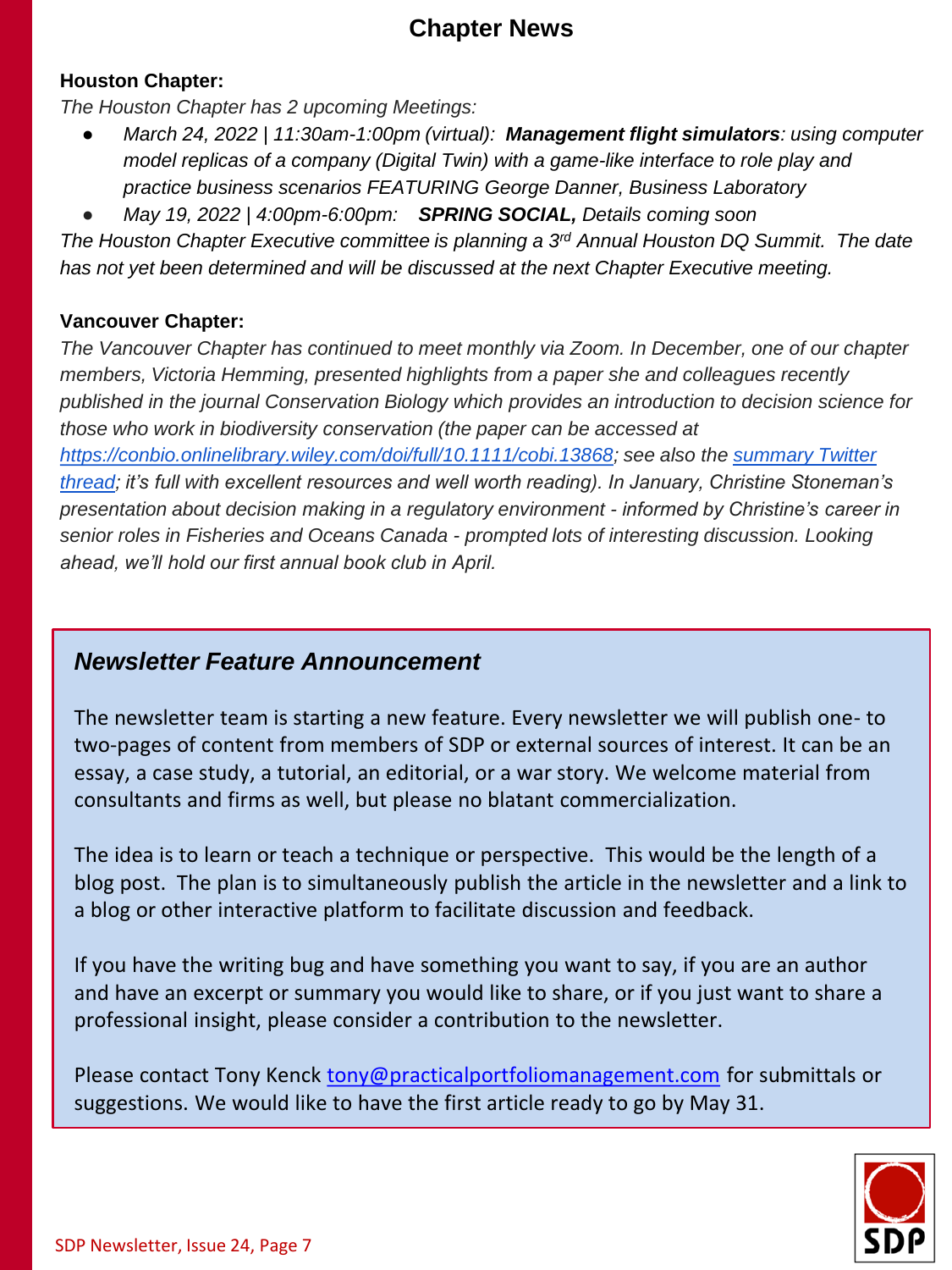# Chapter News

**Houston Chapter:**

*The Houston Chapter has 2 upcoming Meetings:*

- *March 24, 2022 | 11:30am-1:00pm (virtual):* ***Management flight simulators****: using computer model replicas of a company (Digital Twin) with a game-like interface to role play and practice business scenarios FEATURING George Danner, Business Laboratory*
- *May 19, 2022 | 4:00pm-6:00pm:* ***SPRING SOCIAL,*** *Details coming soon*

*The Houston Chapter Executive committee is planning a 3rd Annual Houston DQ Summit. The date has not yet been determined and will be discussed at the next Chapter Executive meeting.*

**Vancouver Chapter:**

*The Vancouver Chapter has continued to meet monthly via Zoom. In December, one of our chapter members, Victoria Hemming, presented highlights from a paper she and colleagues recently published in the journal Conservation Biology which provides an introduction to decision science for those who work in biodiversity conservation (the paper can be accessed at [https://conbio.onlinelibrary.wiley.com/doi/full/10.1111/cobi.13868](https://conbio.onlinelibrary.wiley.com/doi/full/10.1111/cobi.13868); see also the summary Twitter thread; it's full with excellent resources and well worth reading). In January, Christine Stoneman's presentation about decision making in a regulatory environment - informed by Christine's career in senior roles in Fisheries and Oceans Canada - prompted lots of interesting discussion. Looking ahead, we'll hold our first annual book club in April.*

## *Newsletter Feature Announcement*

The newsletter team is starting a new feature. Every newsletter we will publish one- to two-pages of content from members of SDP or external sources of interest. It can be an essay, a case study, a tutorial, an editorial, or a war story. We welcome material from consultants and firms as well, but please no blatant commercialization.

The idea is to learn or teach a technique or perspective. This would be the length of a blog post. The plan is to simultaneously publish the article in the newsletter and a link to a blog or other interactive platform to facilitate discussion and feedback.

If you have the writing bug and have something you want to say, if you are an author and have an excerpt or summary you would like to share, or if you just want to share a professional insight, please consider a contribution to the newsletter.

Please contact Tony Kenck tony@practicalportfoliomanagement.com for submittals or suggestions. We would like to have the first article ready to go by May 31.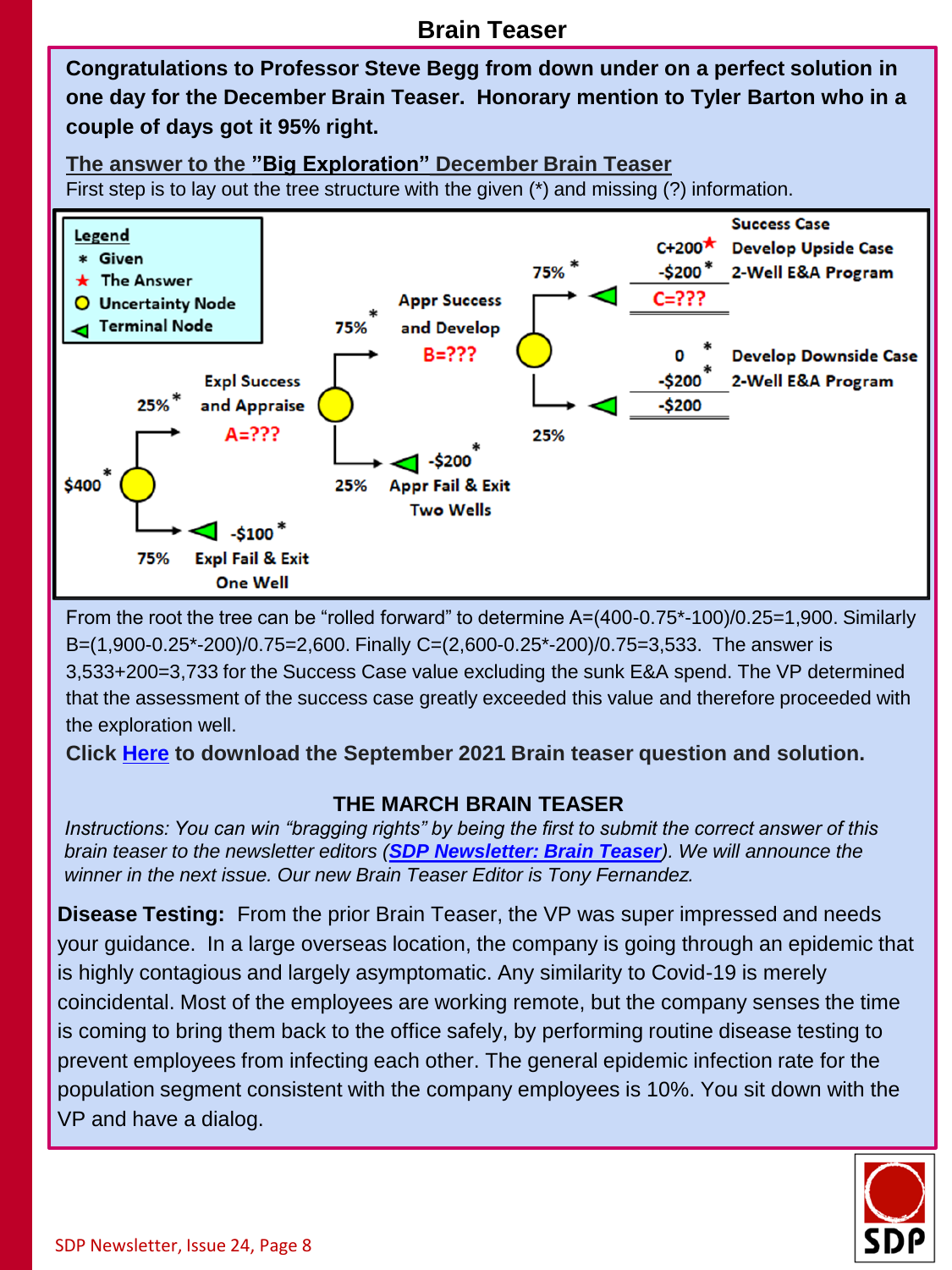## Brain Teaser

**Congratulations to Professor Steve Begg from down under on a perfect solution in one day for the December Brain Teaser. Honorary mention to Tyler Barton who in a couple of days got it 95% right.**

**The answer to the "Big Exploration" December Brain Teaser**

First step is to lay out the tree structure with the given (*) and missing (?) information.

Legend
- \* Given
- ★ The Answer
- ○ Uncertainty Node
- ◁ Terminal Node

$400* → 25%* Expl Success and Appraise A=??? → 75%* Appr Success and Develop B=??? → 75%* Success Case: Develop Upside Case, 2-Well E&A Program: C+200★, -$200*, C=???

→ 25% Develop Downside Case, 2-Well E&A Program: 0*, -$200*, -$200

Appr Success and Develop → 25% Appr Fail & Exit Two Wells: -$200*

Expl Success and Appraise → 75% Expl Fail & Exit One Well: -$100*

From the root the tree can be "rolled forward" to determine A=(400-0.75*-100)/0.25=1,900. Similarly B=(1,900-0.25*-200)/0.75=2,600. Finally C=(2,600-0.25*-200)/0.75=3,533. The answer is 3,533+200=3,733 for the Success Case value excluding the sunk E&A spend. The VP determined that the assessment of the success case greatly exceeded this value and therefore proceeded with the exploration well.

**Click Here to download the September 2021 Brain teaser question and solution.**

### THE MARCH BRAIN TEASER

*Instructions: You can win "bragging rights" by being the first to submit the correct answer of this brain teaser to the newsletter editors (**SDP Newsletter: Brain Teaser**). We will announce the winner in the next issue. Our new Brain Teaser Editor is Tony Fernandez.*

**Disease Testing:** From the prior Brain Teaser, the VP was super impressed and needs your guidance. In a large overseas location, the company is going through an epidemic that is highly contagious and largely asymptomatic. Any similarity to Covid-19 is merely coincidental. Most of the employees are working remote, but the company senses the time is coming to bring them back to the office safely, by performing routine disease testing to prevent employees from infecting each other. The general epidemic infection rate for the population segment consistent with the company employees is 10%. You sit down with the VP and have a dialog.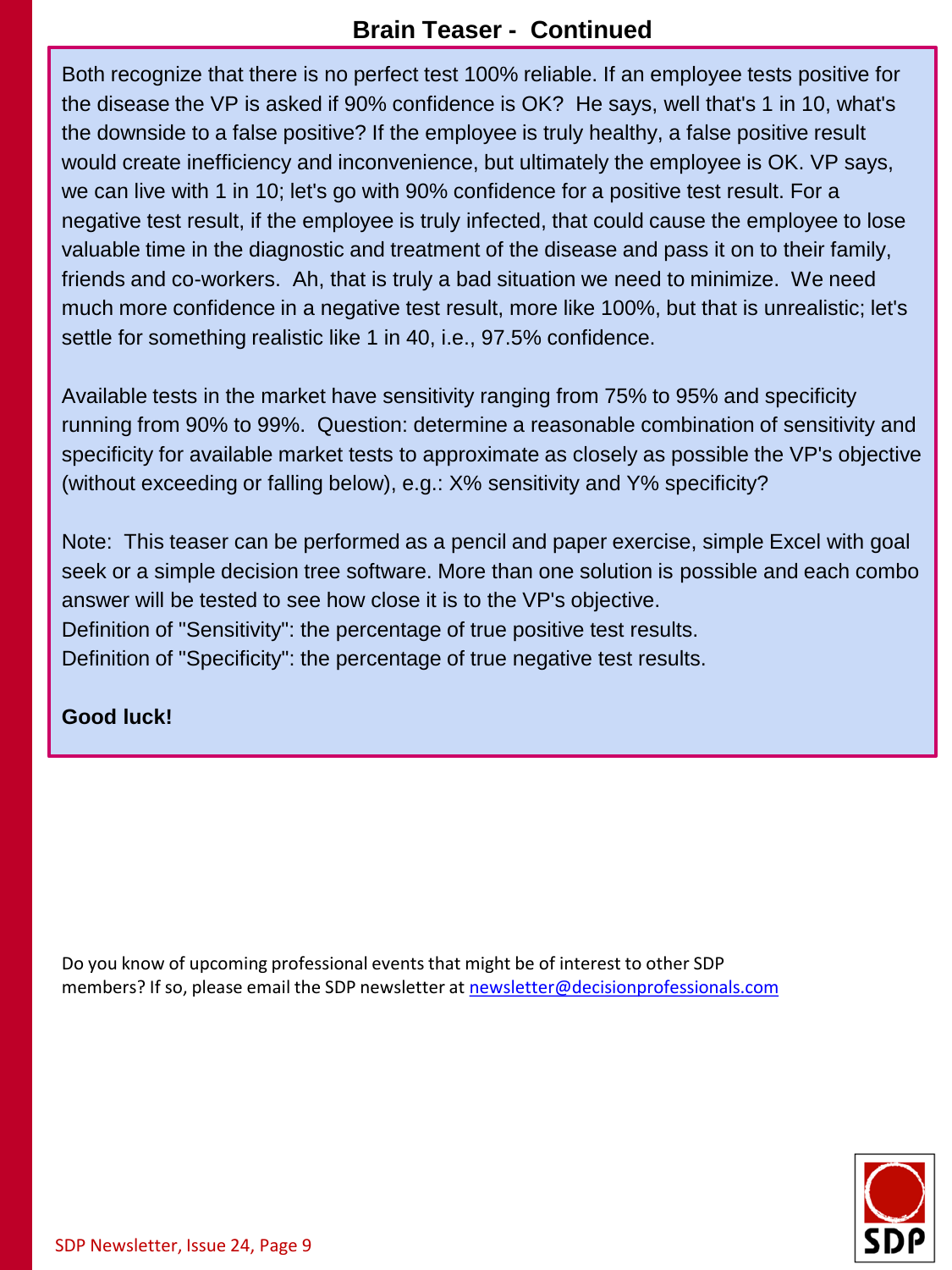## Brain Teaser - Continued

Both recognize that there is no perfect test 100% reliable. If an employee tests positive for the disease the VP is asked if 90% confidence is OK? He says, well that's 1 in 10, what's the downside to a false positive? If the employee is truly healthy, a false positive result would create inefficiency and inconvenience, but ultimately the employee is OK. VP says, we can live with 1 in 10; let's go with 90% confidence for a positive test result. For a negative test result, if the employee is truly infected, that could cause the employee to lose valuable time in the diagnostic and treatment of the disease and pass it on to their family, friends and co-workers. Ah, that is truly a bad situation we need to minimize. We need much more confidence in a negative test result, more like 100%, but that is unrealistic; let's settle for something realistic like 1 in 40, i.e., 97.5% confidence.

Available tests in the market have sensitivity ranging from 75% to 95% and specificity running from 90% to 99%. Question: determine a reasonable combination of sensitivity and specificity for available market tests to approximate as closely as possible the VP's objective (without exceeding or falling below), e.g.: X% sensitivity and Y% specificity?

Note: This teaser can be performed as a pencil and paper exercise, simple Excel with goal seek or a simple decision tree software. More than one solution is possible and each combo answer will be tested to see how close it is to the VP's objective.
Definition of "Sensitivity": the percentage of true positive test results.
Definition of "Specificity": the percentage of true negative test results.

**Good luck!**

Do you know of upcoming professional events that might be of interest to other SDP members? If so, please email the SDP newsletter at newsletter@decisionprofessionals.com